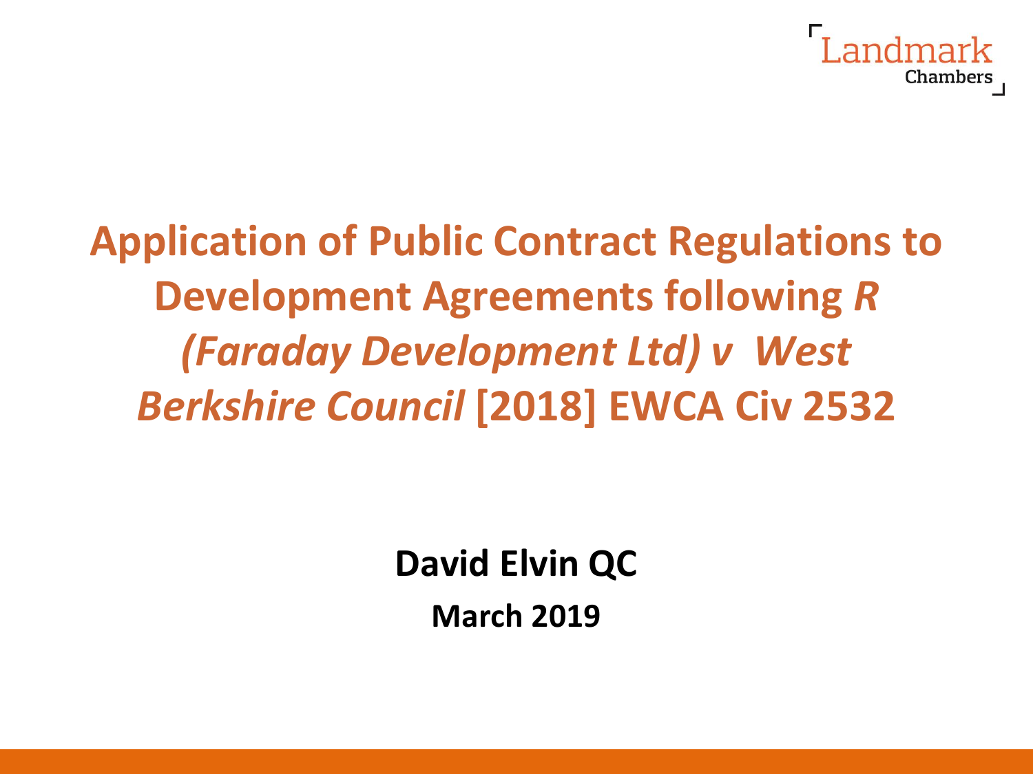Landmark Chambers

# Application of Public Contract Regulations to Development Agreements following *R (Faraday Development Ltd) v West Berkshire Council* [2018] EWCA Civ 2532

**David Elvin QC**

**March 2019**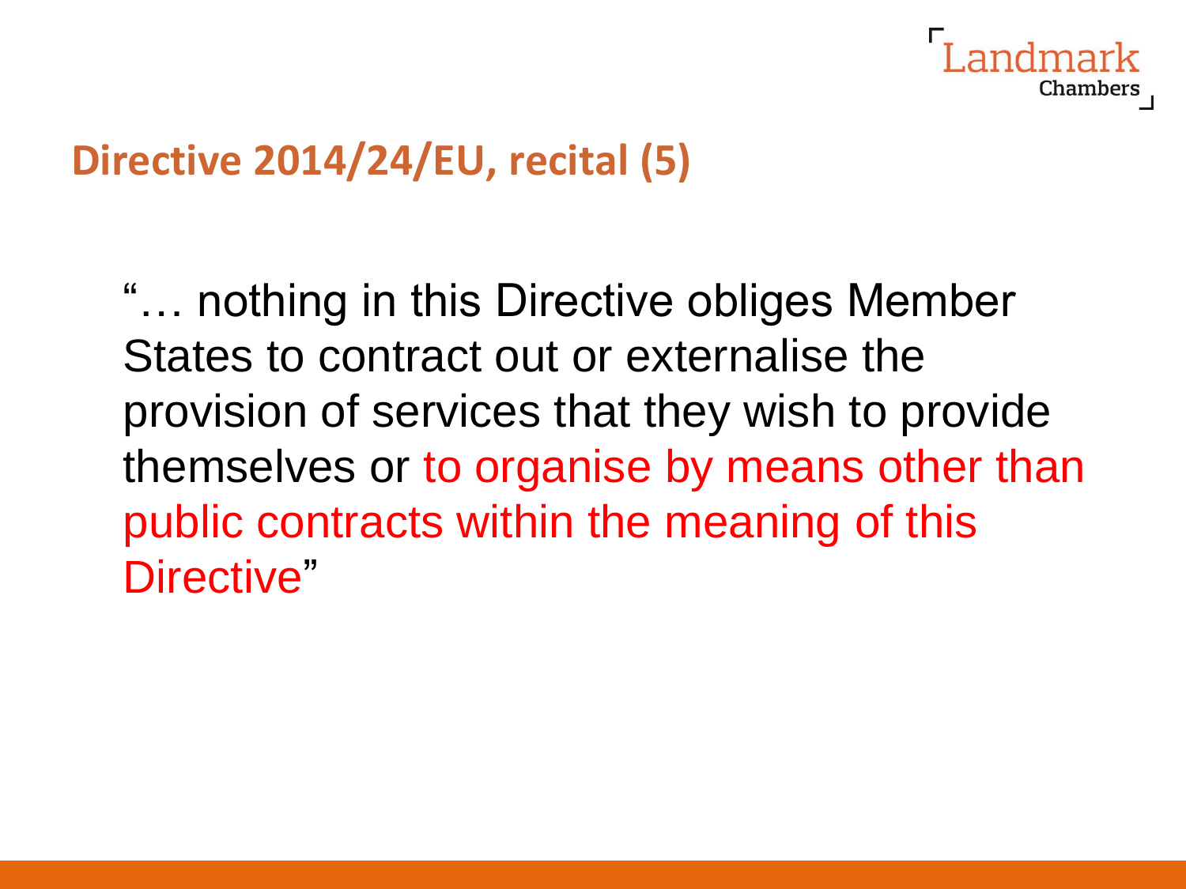## Directive 2014/24/EU, recital (5)

"… nothing in this Directive obliges Member States to contract out or externalise the provision of services that they wish to provide themselves or to organise by means other than public contracts within the meaning of this Directive"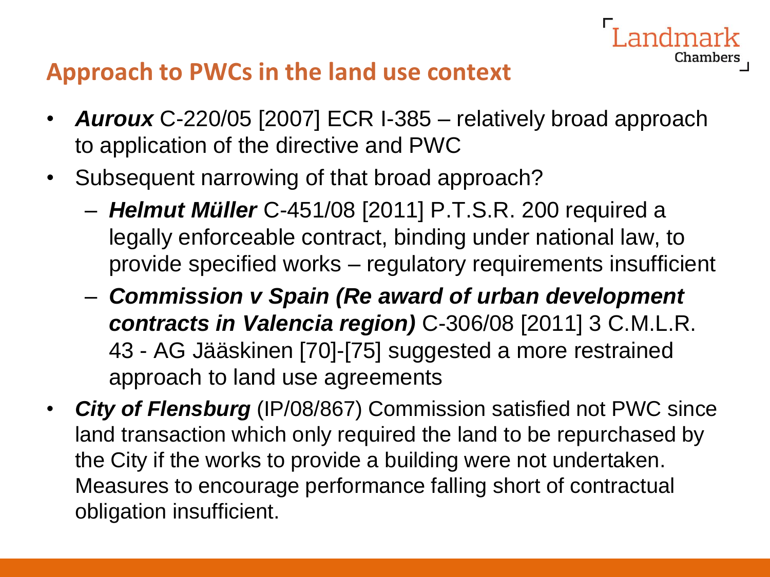## Approach to PWCs in the land use context

- ***Auroux*** C-220/05 [2007] ECR I-385 – relatively broad approach to application of the directive and PWC
- Subsequent narrowing of that broad approach?
  - ***Helmut Müller*** C-451/08 [2011] P.T.S.R. 200 required a legally enforceable contract, binding under national law, to provide specified works – regulatory requirements insufficient
  - ***Commission v Spain (Re award of urban development contracts in Valencia region)*** C-306/08 [2011] 3 C.M.L.R. 43 - AG Jääskinen [70]-[75] suggested a more restrained approach to land use agreements
- ***City of Flensburg*** (IP/08/867) Commission satisfied not PWC since land transaction which only required the land to be repurchased by the City if the works to provide a building were not undertaken. Measures to encourage performance falling short of contractual obligation insufficient.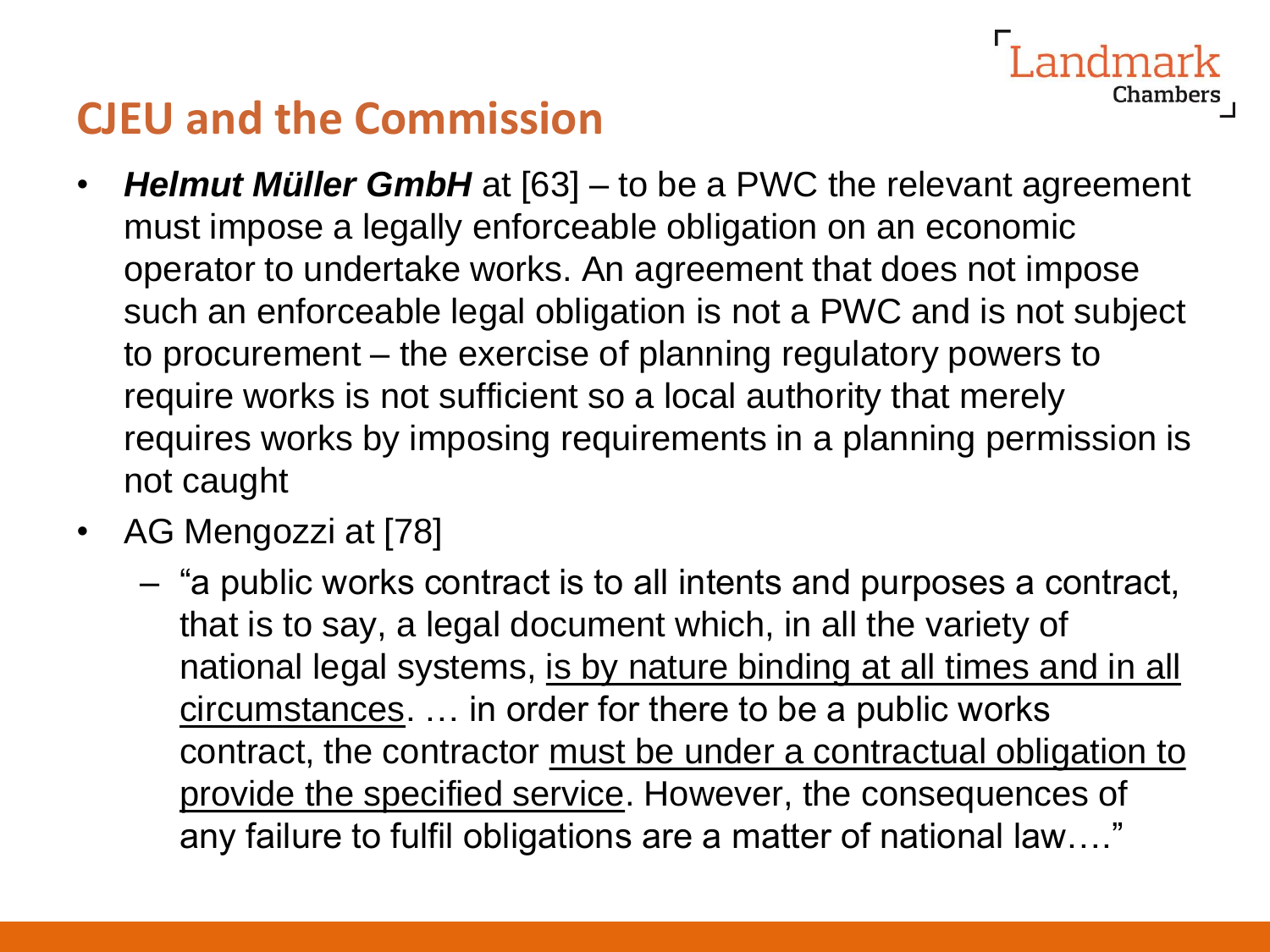# CJEU and the Commission

- ***Helmut Müller GmbH*** at [63] – to be a PWC the relevant agreement must impose a legally enforceable obligation on an economic operator to undertake works. An agreement that does not impose such an enforceable legal obligation is not a PWC and is not subject to procurement – the exercise of planning regulatory powers to require works is not sufficient so a local authority that merely requires works by imposing requirements in a planning permission is not caught
- AG Mengozzi at [78]
  - "a public works contract is to all intents and purposes a contract, that is to say, a legal document which, in all the variety of national legal systems, <u>is by nature binding at all times and in all circumstances</u>. … in order for there to be a public works contract, the contractor <u>must be under a contractual obligation to provide the specified service</u>. However, the consequences of any failure to fulfil obligations are a matter of national law…."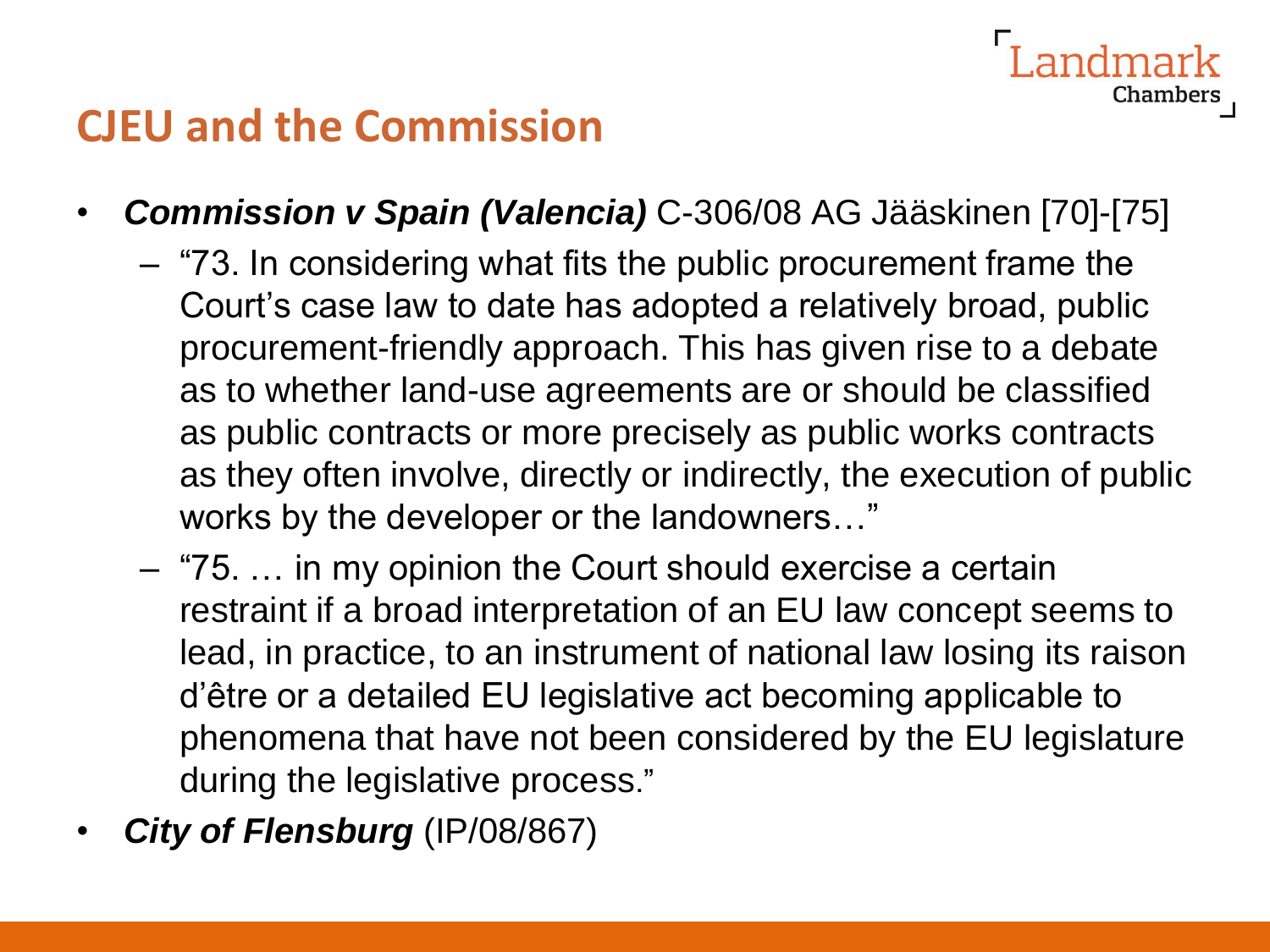## CJEU and the Commission

- ***Commission v Spain (Valencia)*** C-306/08 AG Jääskinen [70]-[75]
  - "73. In considering what fits the public procurement frame the Court's case law to date has adopted a relatively broad, public procurement-friendly approach. This has given rise to a debate as to whether land-use agreements are or should be classified as public contracts or more precisely as public works contracts as they often involve, directly or indirectly, the execution of public works by the developer or the landowners…"
  - "75. … in my opinion the Court should exercise a certain restraint if a broad interpretation of an EU law concept seems to lead, in practice, to an instrument of national law losing its raison d'être or a detailed EU legislative act becoming applicable to phenomena that have not been considered by the EU legislature during the legislative process."
- ***City of Flensburg*** (IP/08/867)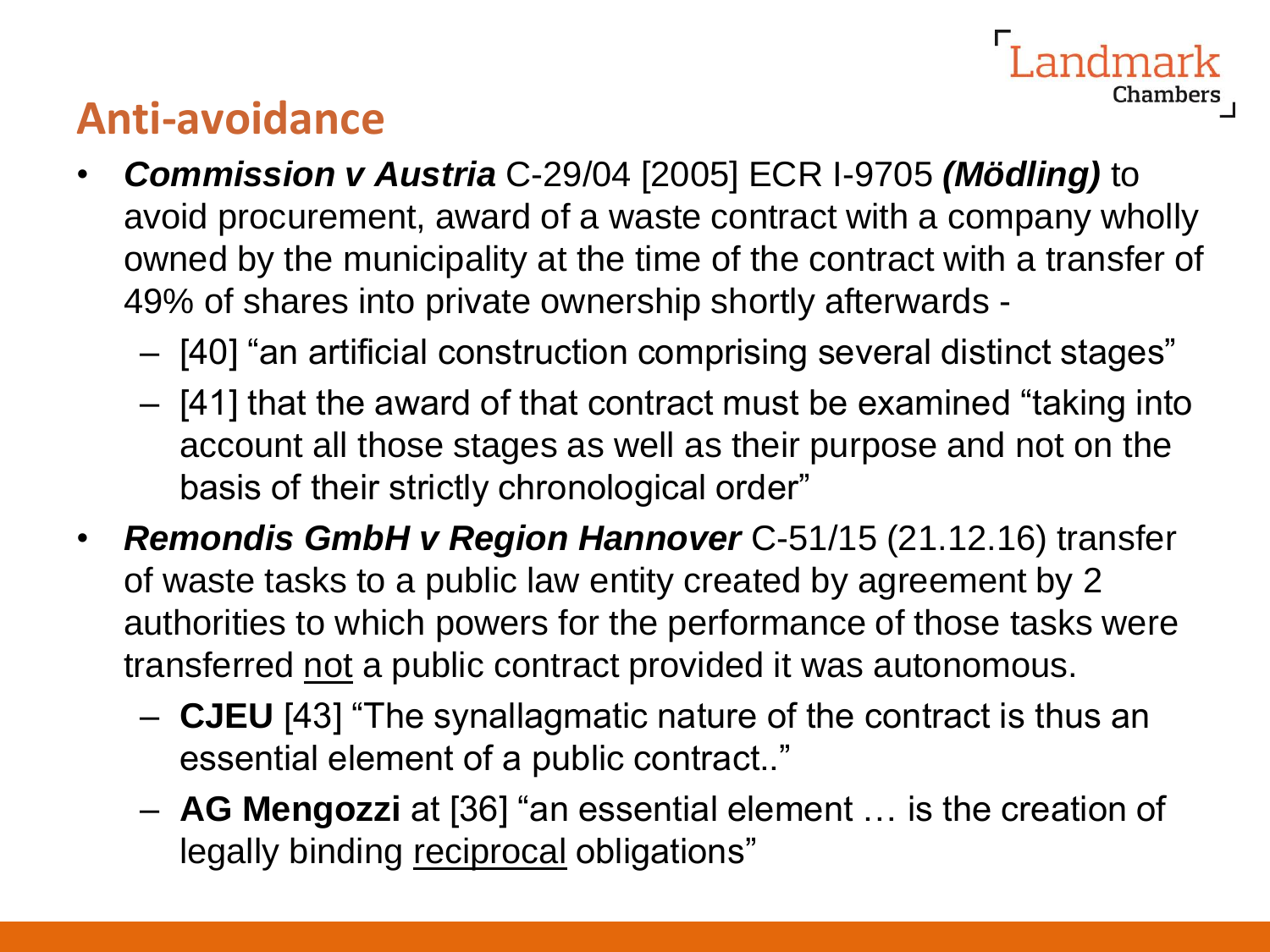## Anti-avoidance

- ***Commission v Austria*** C-29/04 [2005] ECR I-9705 ***(Mödling)*** to avoid procurement, award of a waste contract with a company wholly owned by the municipality at the time of the contract with a transfer of 49% of shares into private ownership shortly afterwards -
  - [40] "an artificial construction comprising several distinct stages"
  - [41] that the award of that contract must be examined "taking into account all those stages as well as their purpose and not on the basis of their strictly chronological order"
- ***Remondis GmbH v Region Hannover*** C-51/15 (21.12.16) transfer of waste tasks to a public law entity created by agreement by 2 authorities to which powers for the performance of those tasks were transferred <u>not</u> a public contract provided it was autonomous.
  - **CJEU** [43] "The synallagmatic nature of the contract is thus an essential element of a public contract.."
  - **AG Mengozzi** at [36] "an essential element … is the creation of legally binding <u>reciprocal</u> obligations"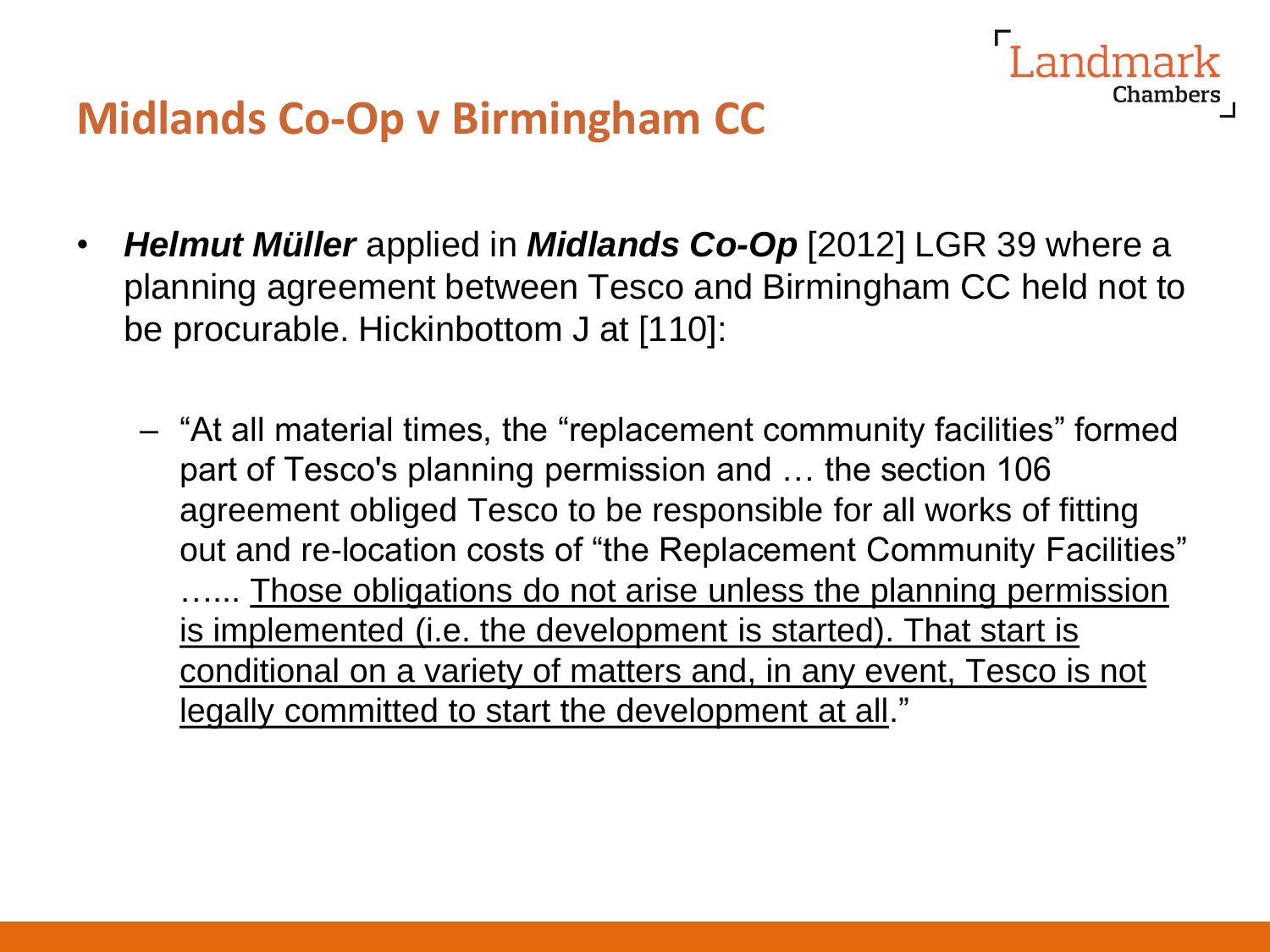# Midlands Co-Op v Birmingham CC

- ***Helmut Müller*** applied in ***Midlands Co-Op*** [2012] LGR 39 where a planning agreement between Tesco and Birmingham CC held not to be procurable. Hickinbottom J at [110]:
  - "At all material times, the "replacement community facilities" formed part of Tesco's planning permission and … the section 106 agreement obliged Tesco to be responsible for all works of fitting out and re-location costs of "the Replacement Community Facilities" …... <u>Those obligations do not arise unless the planning permission is implemented (i.e. the development is started). That start is conditional on a variety of matters and, in any event, Tesco is not legally committed to start the development at all</u>."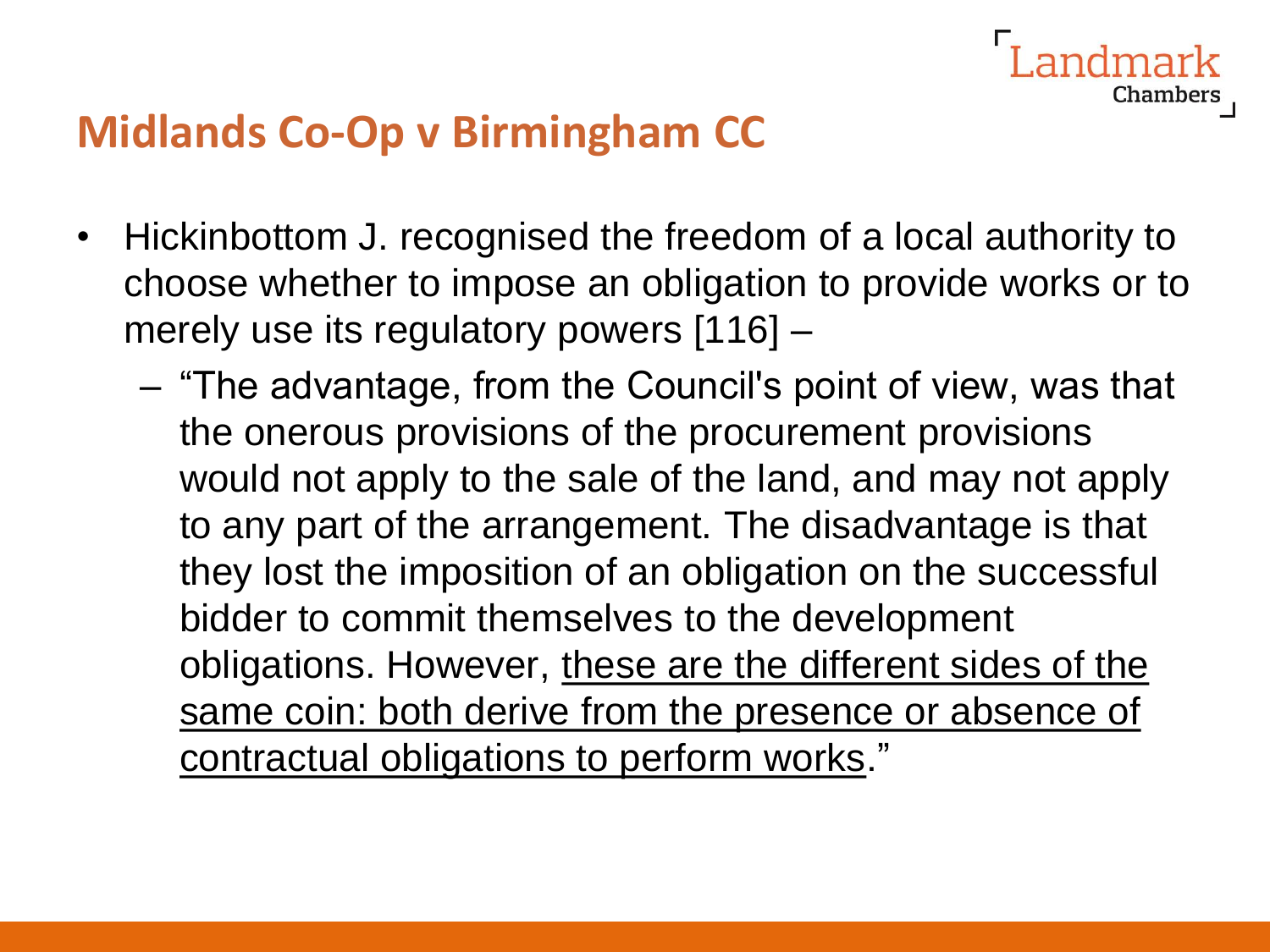# Midlands Co-Op v Birmingham CC

- Hickinbottom J. recognised the freedom of a local authority to choose whether to impose an obligation to provide works or to merely use its regulatory powers [116] –
  - "The advantage, from the Council's point of view, was that the onerous provisions of the procurement provisions would not apply to the sale of the land, and may not apply to any part of the arrangement. The disadvantage is that they lost the imposition of an obligation on the successful bidder to commit themselves to the development obligations. However, <u>these are the different sides of the same coin: both derive from the presence or absence of contractual obligations to perform works</u>."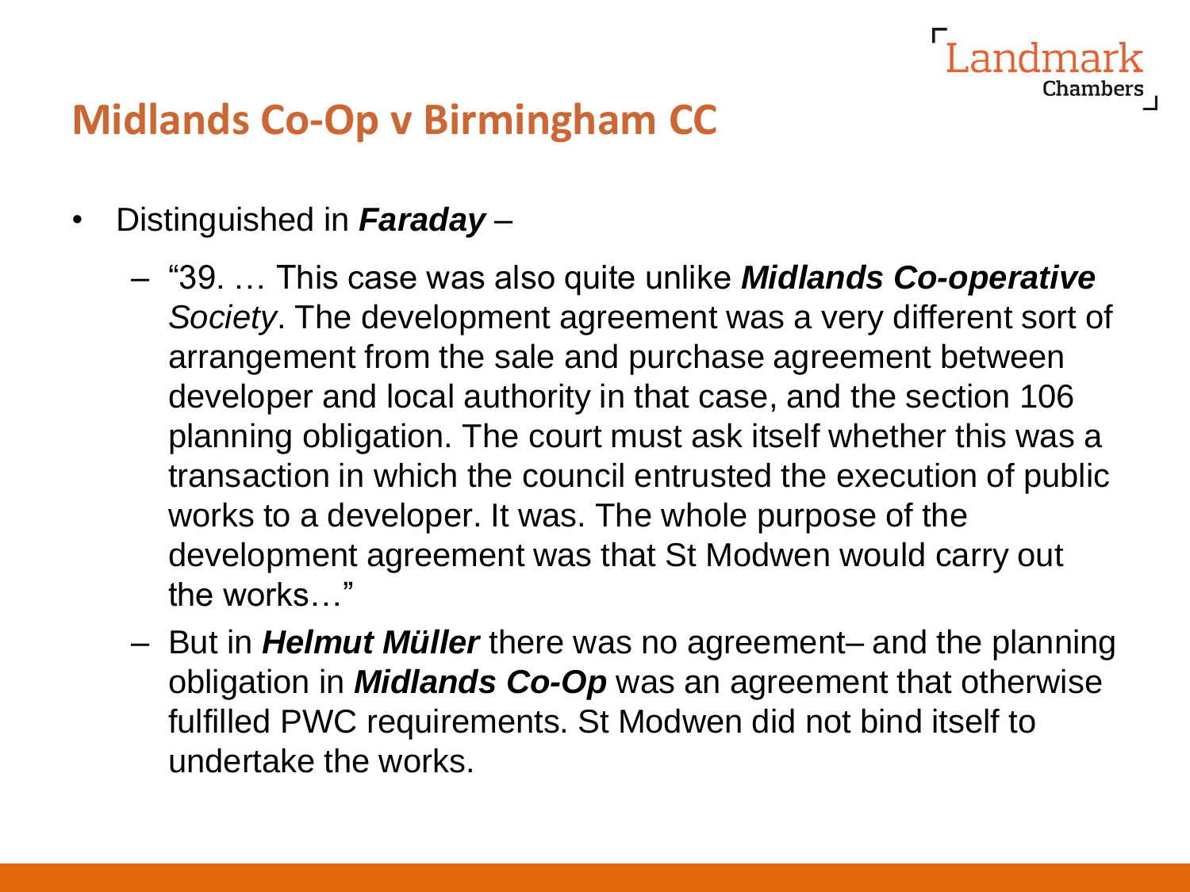# Midlands Co-Op v Birmingham CC

- Distinguished in ***Faraday*** –
  - "39. … This case was also quite unlike ***Midlands Co-operative*** *Society*. The development agreement was a very different sort of arrangement from the sale and purchase agreement between developer and local authority in that case, and the section 106 planning obligation. The court must ask itself whether this was a transaction in which the council entrusted the execution of public works to a developer. It was. The whole purpose of the development agreement was that St Modwen would carry out the works…"
  - But in ***Helmut Müller*** there was no agreement– and the planning obligation in ***Midlands Co-Op*** was an agreement that otherwise fulfilled PWC requirements. St Modwen did not bind itself to undertake the works.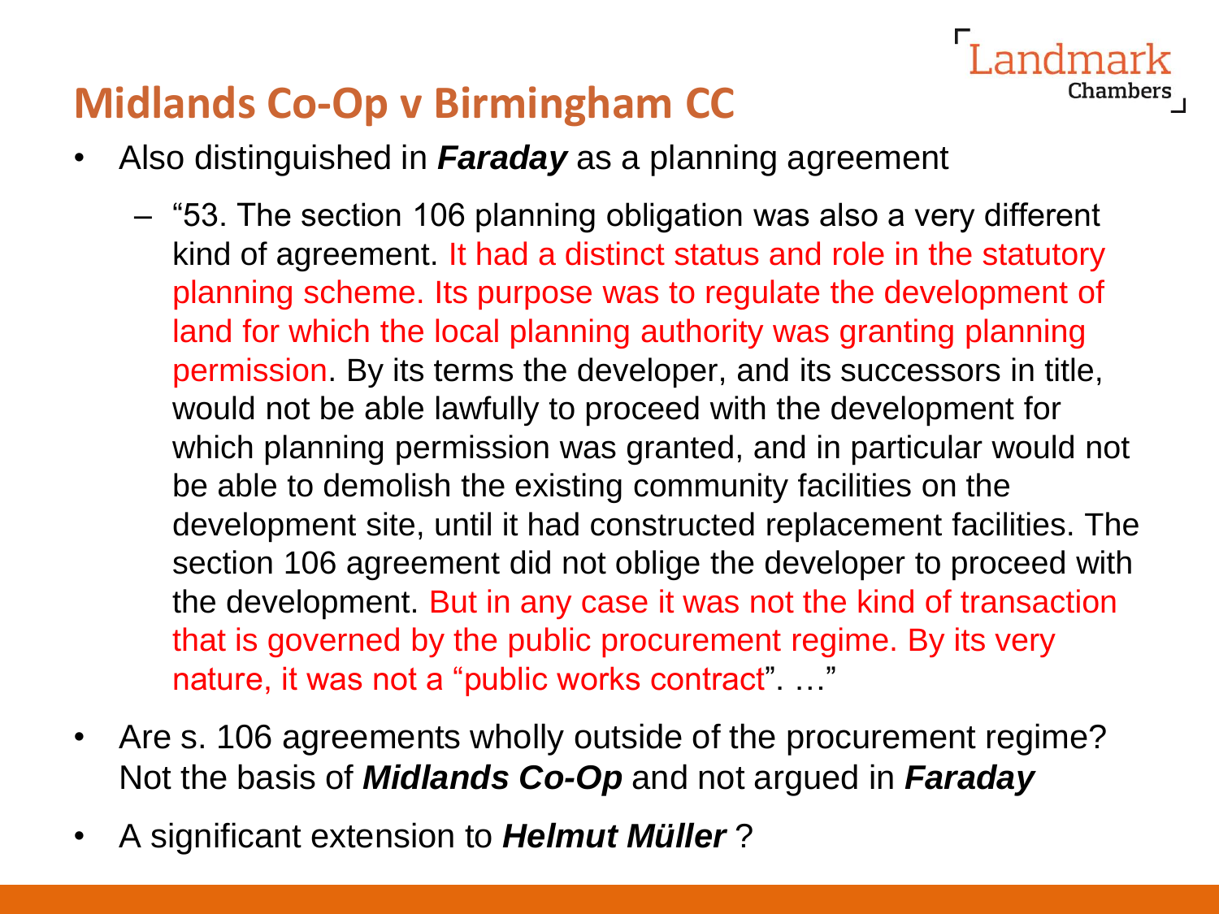## Midlands Co-Op v Birmingham CC

- Also distinguished in ***Faraday*** as a planning agreement
  - "53. The section 106 planning obligation was also a very different kind of agreement. It had a distinct status and role in the statutory planning scheme. Its purpose was to regulate the development of land for which the local planning authority was granting planning permission. By its terms the developer, and its successors in title, would not be able lawfully to proceed with the development for which planning permission was granted, and in particular would not be able to demolish the existing community facilities on the development site, until it had constructed replacement facilities. The section 106 agreement did not oblige the developer to proceed with the development. But in any case it was not the kind of transaction that is governed by the public procurement regime. By its very nature, it was not a "public works contract". …"
- Are s. 106 agreements wholly outside of the procurement regime? Not the basis of ***Midlands Co-Op*** and not argued in ***Faraday***
- A significant extension to ***Helmut Müller*** ?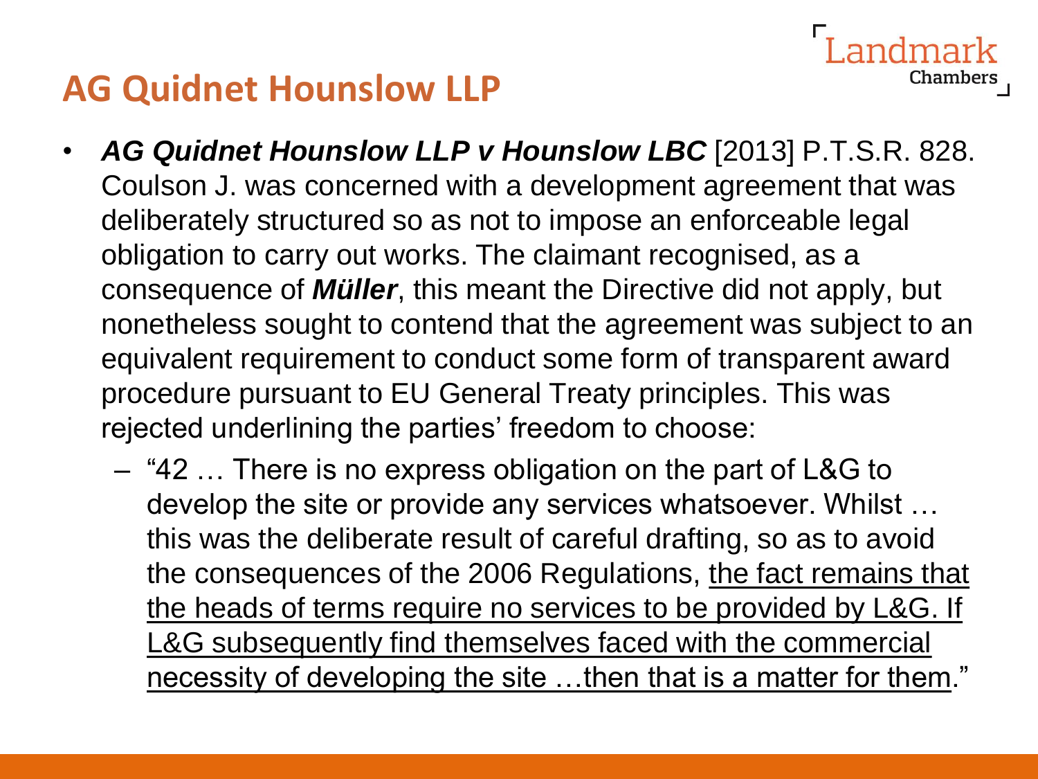## AG Quidnet Hounslow LLP

- ***AG Quidnet Hounslow LLP v Hounslow LBC*** [2013] P.T.S.R. 828. Coulson J. was concerned with a development agreement that was deliberately structured so as not to impose an enforceable legal obligation to carry out works. The claimant recognised, as a consequence of ***Müller***, this meant the Directive did not apply, but nonetheless sought to contend that the agreement was subject to an equivalent requirement to conduct some form of transparent award procedure pursuant to EU General Treaty principles. This was rejected underlining the parties' freedom to choose:
  - "42 … There is no express obligation on the part of L&G to develop the site or provide any services whatsoever. Whilst … this was the deliberate result of careful drafting, so as to avoid the consequences of the 2006 Regulations, <u>the fact remains that the heads of terms require no services to be provided by L&G. If L&G subsequently find themselves faced with the commercial necessity of developing the site …then that is a matter for them</u>."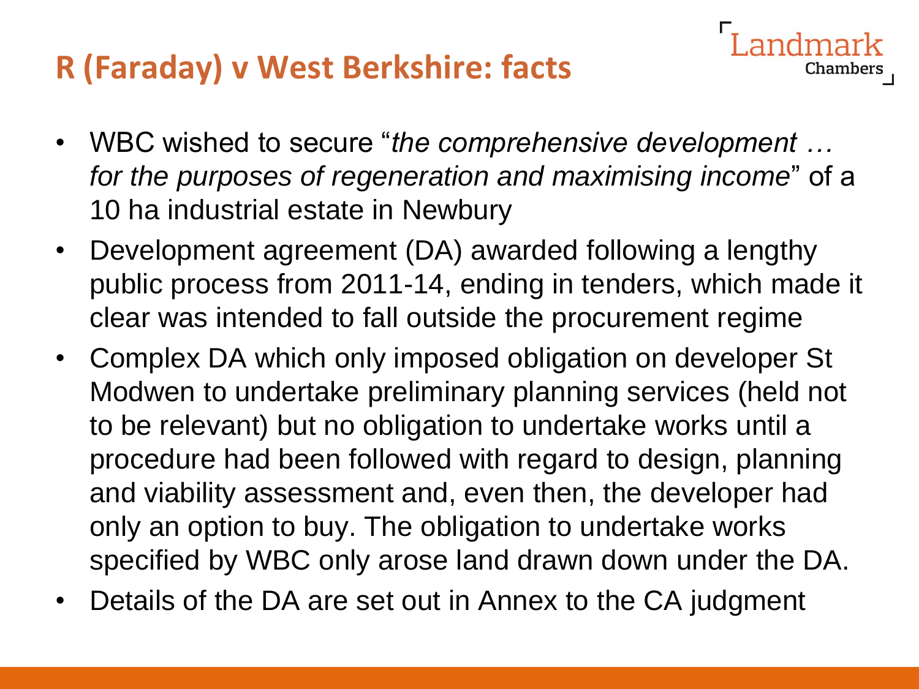## R (Faraday) v West Berkshire: facts

- WBC wished to secure "*the comprehensive development … for the purposes of regeneration and maximising income*" of a 10 ha industrial estate in Newbury
- Development agreement (DA) awarded following a lengthy public process from 2011-14, ending in tenders, which made it clear was intended to fall outside the procurement regime
- Complex DA which only imposed obligation on developer St Modwen to undertake preliminary planning services (held not to be relevant) but no obligation to undertake works until a procedure had been followed with regard to design, planning and viability assessment and, even then, the developer had only an option to buy. The obligation to undertake works specified by WBC only arose land drawn down under the DA.
- Details of the DA are set out in Annex to the CA judgment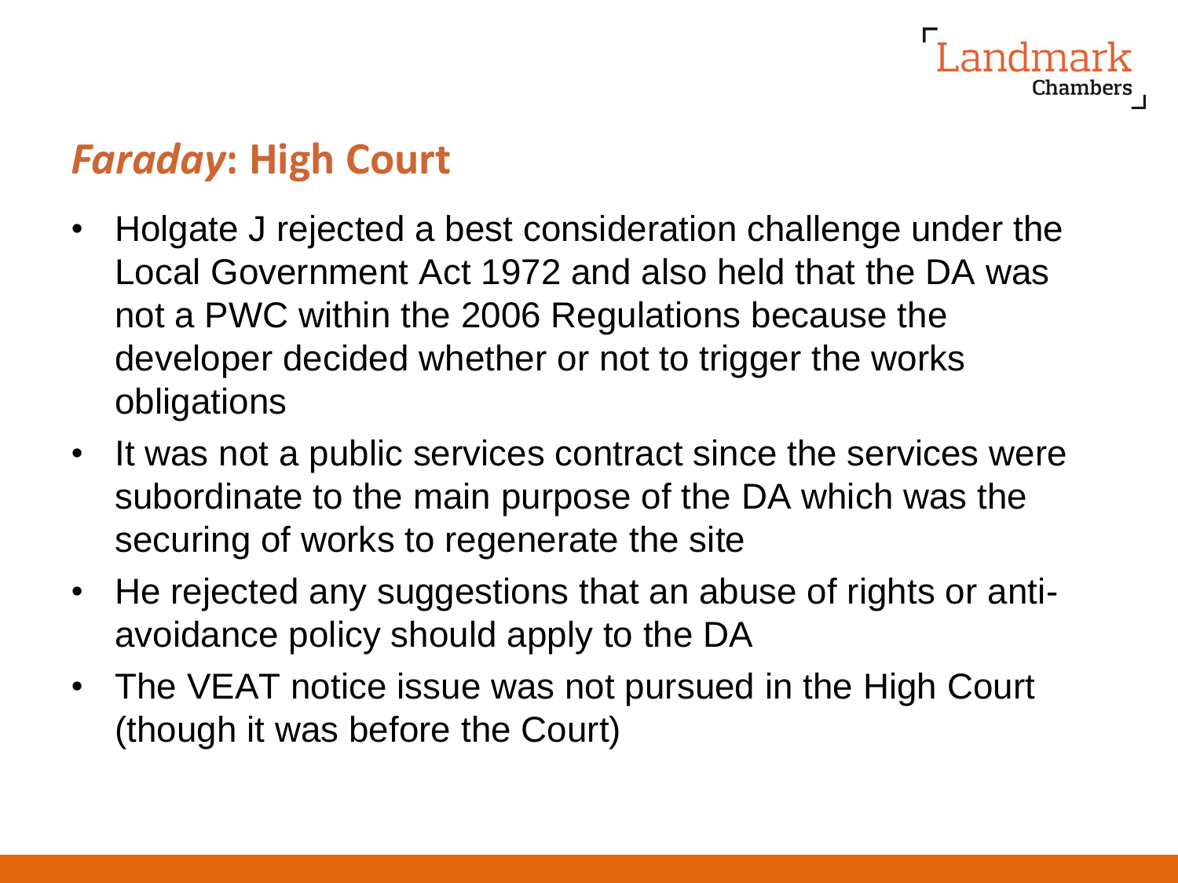## *Faraday*: High Court

- Holgate J rejected a best consideration challenge under the Local Government Act 1972 and also held that the DA was not a PWC within the 2006 Regulations because the developer decided whether or not to trigger the works obligations
- It was not a public services contract since the services were subordinate to the main purpose of the DA which was the securing of works to regenerate the site
- He rejected any suggestions that an abuse of rights or anti-avoidance policy should apply to the DA
- The VEAT notice issue was not pursued in the High Court (though it was before the Court)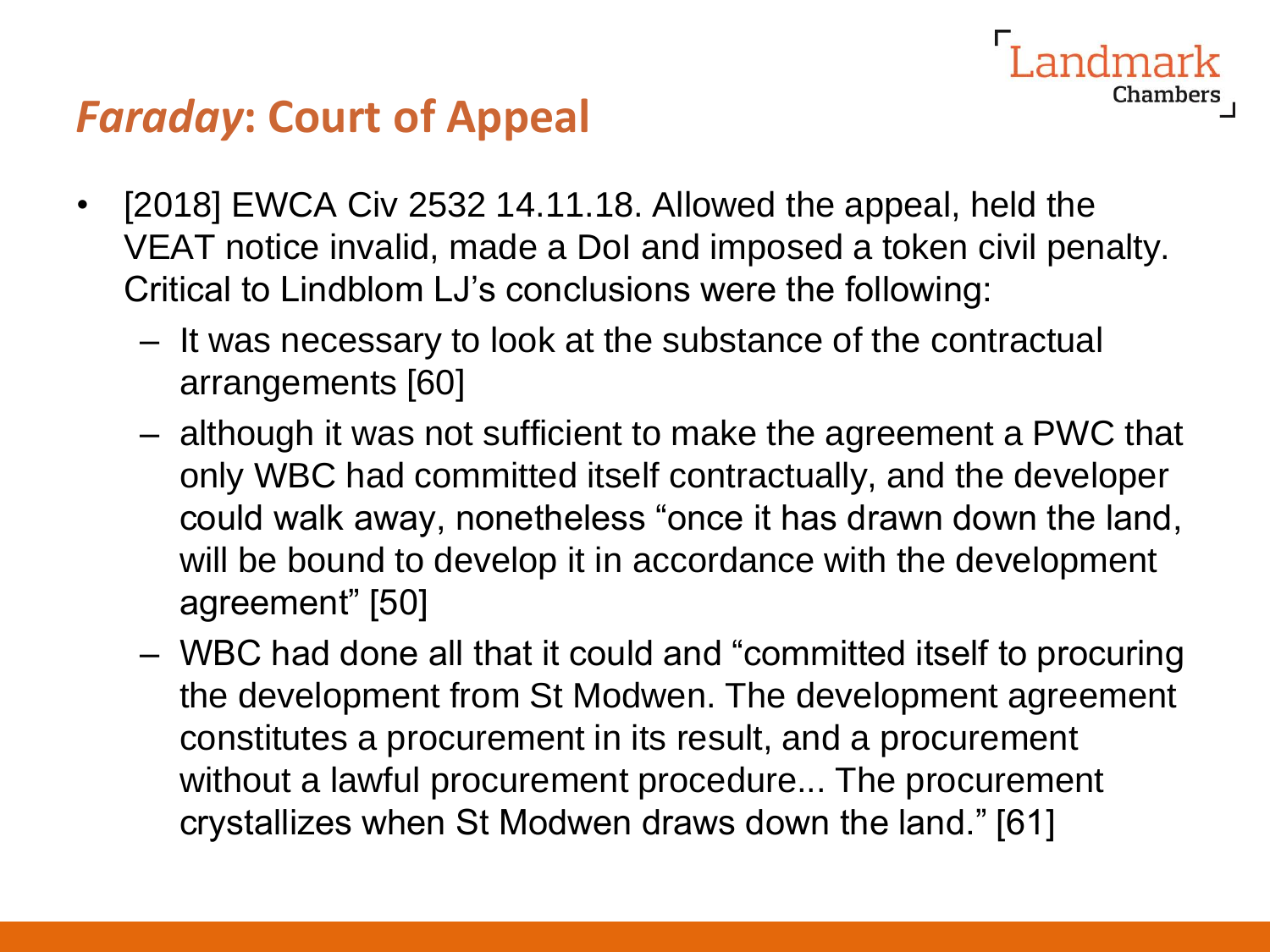# *Faraday*: Court of Appeal

- [2018] EWCA Civ 2532 14.11.18. Allowed the appeal, held the VEAT notice invalid, made a DoI and imposed a token civil penalty. Critical to Lindblom LJ's conclusions were the following:
  - It was necessary to look at the substance of the contractual arrangements [60]
  - although it was not sufficient to make the agreement a PWC that only WBC had committed itself contractually, and the developer could walk away, nonetheless "once it has drawn down the land, will be bound to develop it in accordance with the development agreement" [50]
  - WBC had done all that it could and "committed itself to procuring the development from St Modwen. The development agreement constitutes a procurement in its result, and a procurement without a lawful procurement procedure... The procurement crystallizes when St Modwen draws down the land." [61]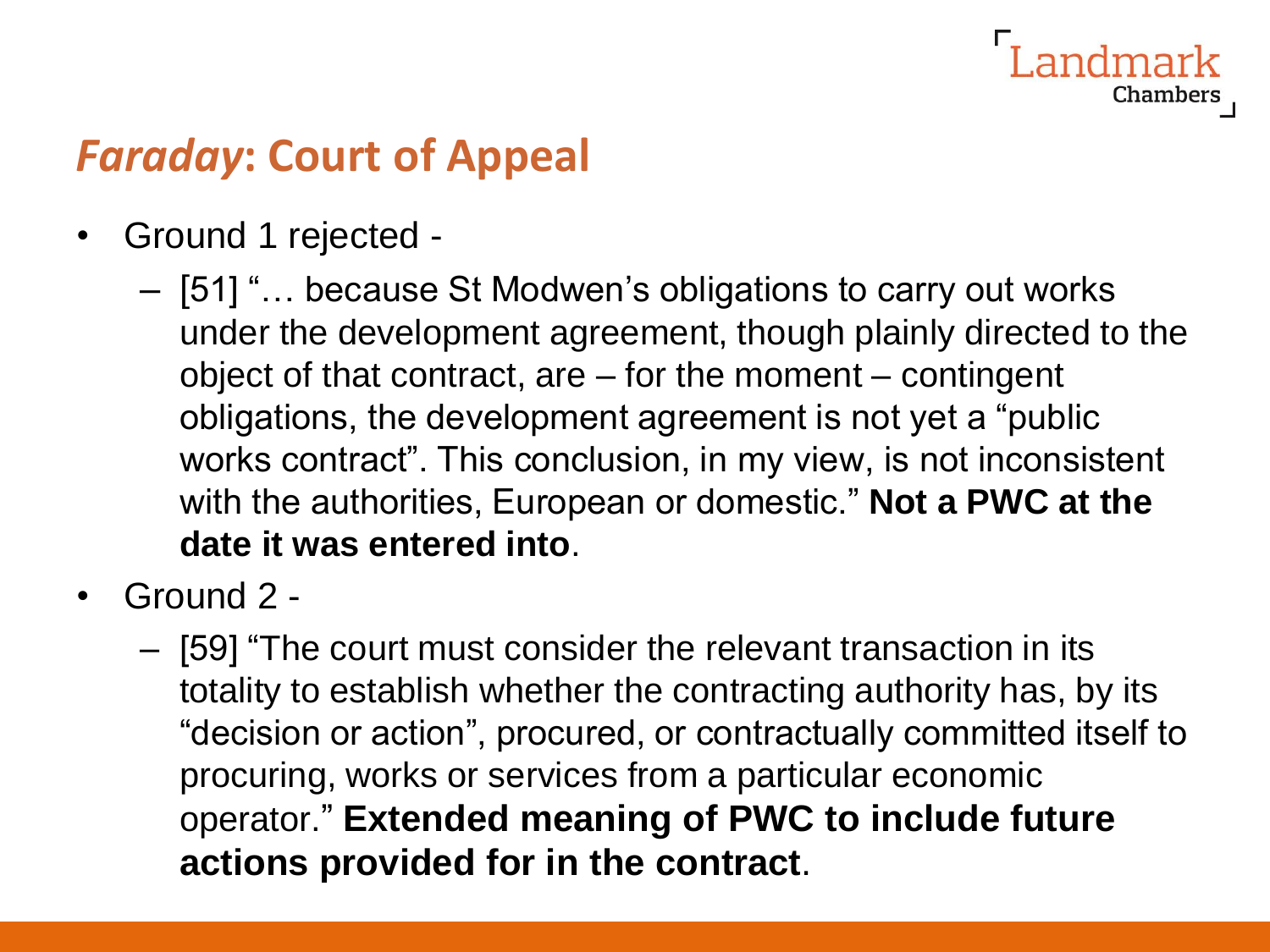## *Faraday*: Court of Appeal

- Ground 1 rejected -
  - [51] "… because St Modwen's obligations to carry out works under the development agreement, though plainly directed to the object of that contract, are – for the moment – contingent obligations, the development agreement is not yet a "public works contract". This conclusion, in my view, is not inconsistent with the authorities, European or domestic." **Not a PWC at the date it was entered into**.
- Ground 2 -
  - [59] "The court must consider the relevant transaction in its totality to establish whether the contracting authority has, by its "decision or action", procured, or contractually committed itself to procuring, works or services from a particular economic operator." **Extended meaning of PWC to include future actions provided for in the contract**.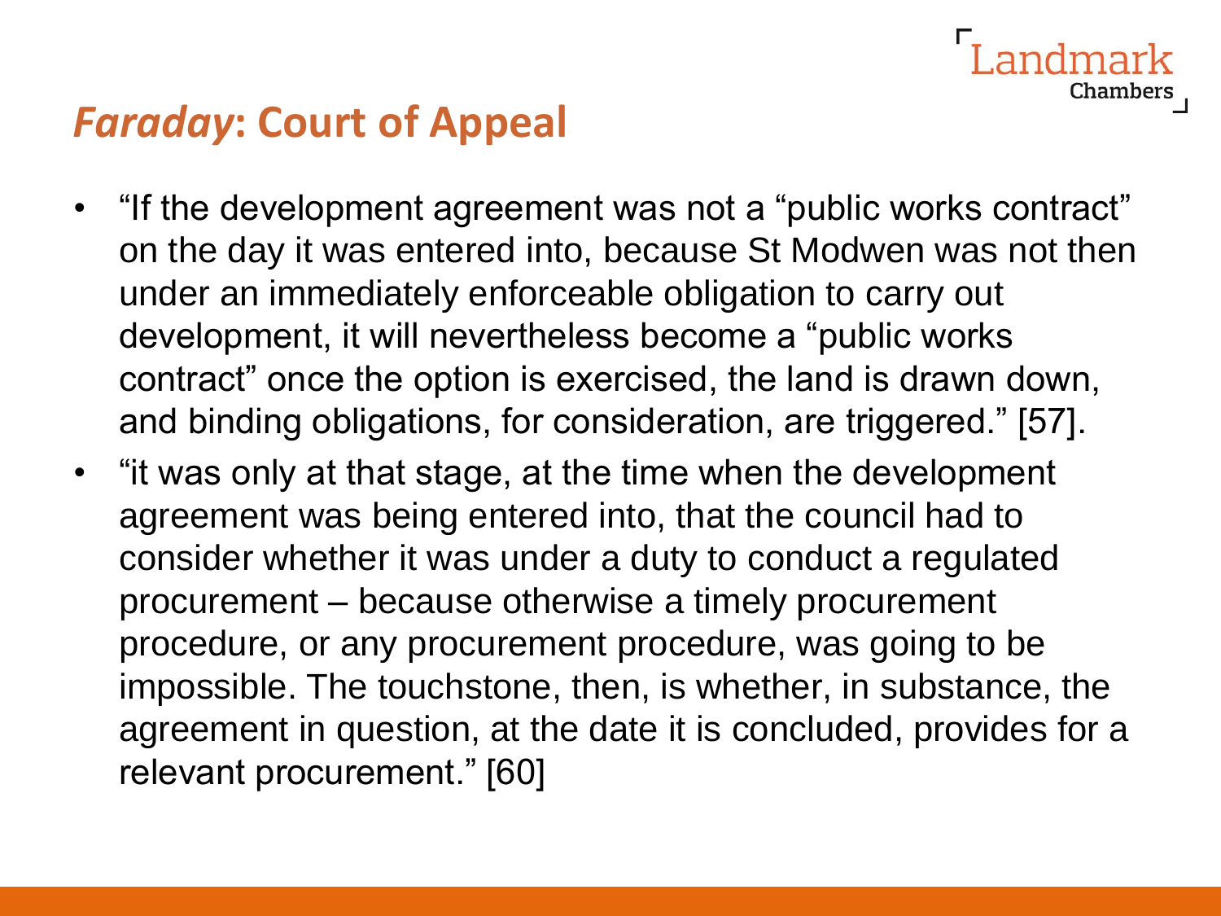## *Faraday*: Court of Appeal

- "If the development agreement was not a "public works contract" on the day it was entered into, because St Modwen was not then under an immediately enforceable obligation to carry out development, it will nevertheless become a "public works contract" once the option is exercised, the land is drawn down, and binding obligations, for consideration, are triggered." [57].
- "it was only at that stage, at the time when the development agreement was being entered into, that the council had to consider whether it was under a duty to conduct a regulated procurement – because otherwise a timely procurement procedure, or any procurement procedure, was going to be impossible. The touchstone, then, is whether, in substance, the agreement in question, at the date it is concluded, provides for a relevant procurement." [60]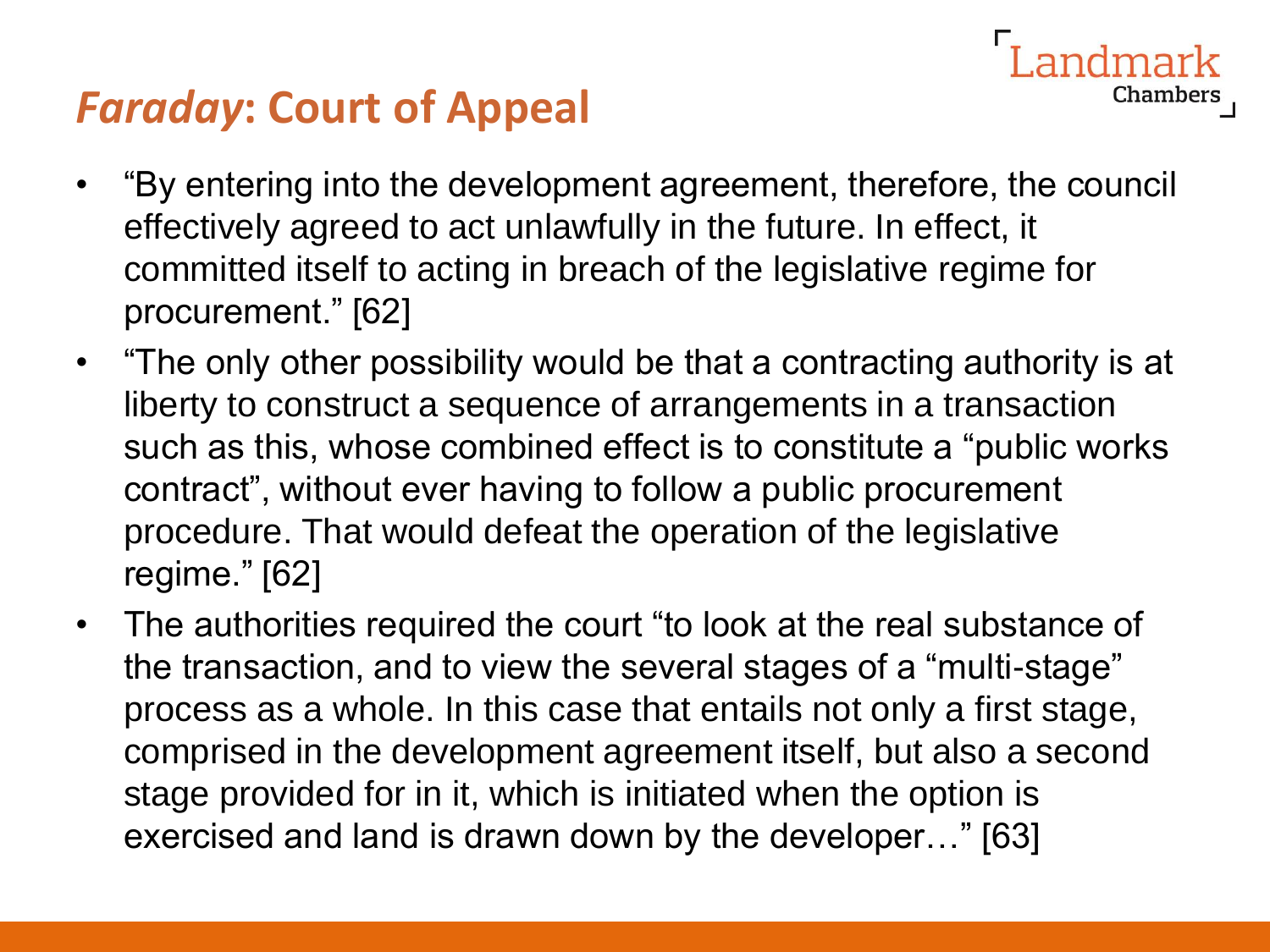## *Faraday*: Court of Appeal

- "By entering into the development agreement, therefore, the council effectively agreed to act unlawfully in the future. In effect, it committed itself to acting in breach of the legislative regime for procurement." [62]
- "The only other possibility would be that a contracting authority is at liberty to construct a sequence of arrangements in a transaction such as this, whose combined effect is to constitute a "public works contract", without ever having to follow a public procurement procedure. That would defeat the operation of the legislative regime." [62]
- The authorities required the court "to look at the real substance of the transaction, and to view the several stages of a "multi-stage" process as a whole. In this case that entails not only a first stage, comprised in the development agreement itself, but also a second stage provided for in it, which is initiated when the option is exercised and land is drawn down by the developer…" [63]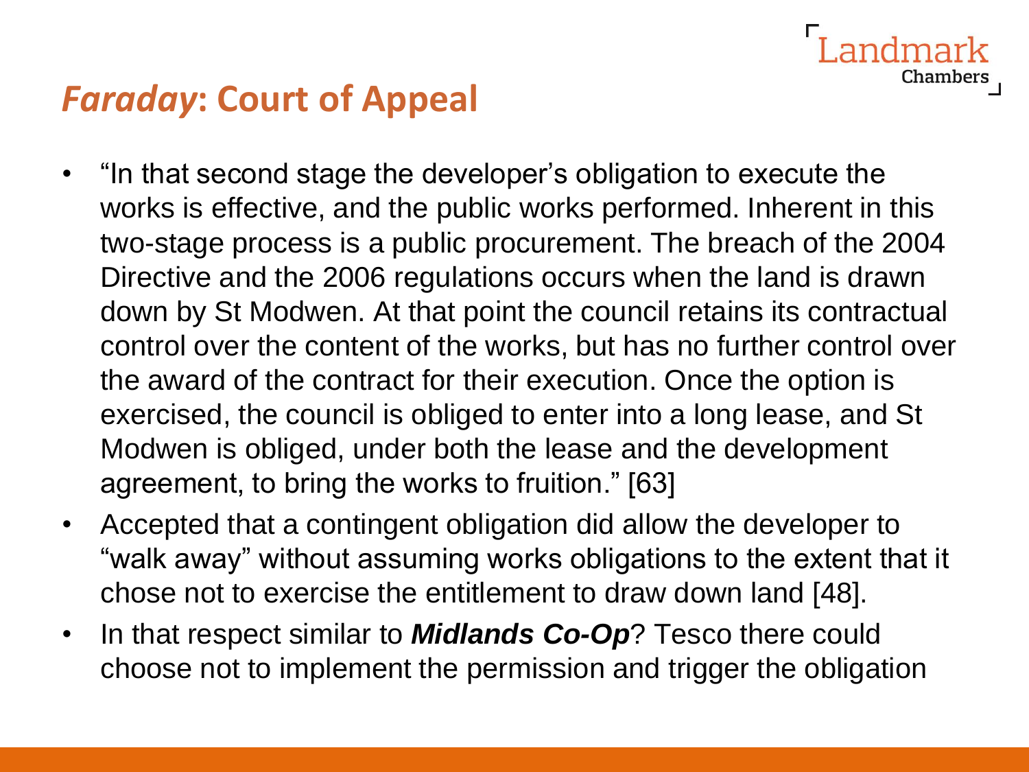## *Faraday*: Court of Appeal

- "In that second stage the developer's obligation to execute the works is effective, and the public works performed. Inherent in this two-stage process is a public procurement. The breach of the 2004 Directive and the 2006 regulations occurs when the land is drawn down by St Modwen. At that point the council retains its contractual control over the content of the works, but has no further control over the award of the contract for their execution. Once the option is exercised, the council is obliged to enter into a long lease, and St Modwen is obliged, under both the lease and the development agreement, to bring the works to fruition." [63]
- Accepted that a contingent obligation did allow the developer to "walk away" without assuming works obligations to the extent that it chose not to exercise the entitlement to draw down land [48].
- In that respect similar to ***Midlands Co-Op***? Tesco there could choose not to implement the permission and trigger the obligation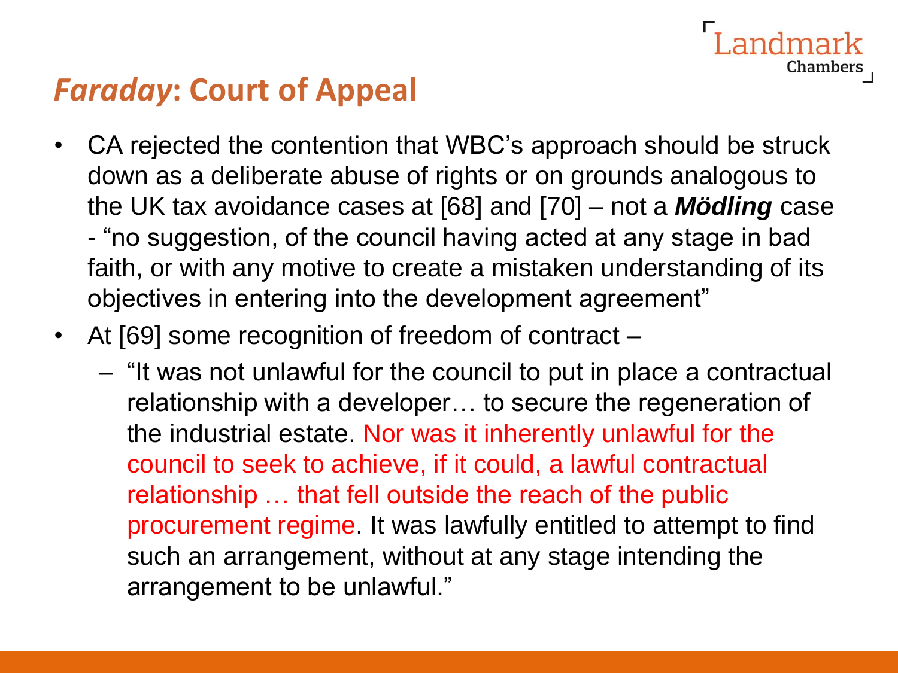## *Faraday*: Court of Appeal

- CA rejected the contention that WBC's approach should be struck down as a deliberate abuse of rights or on grounds analogous to the UK tax avoidance cases at [68] and [70] – not a ***Mödling*** case - "no suggestion, of the council having acted at any stage in bad faith, or with any motive to create a mistaken understanding of its objectives in entering into the development agreement"
- At [69] some recognition of freedom of contract –
  - "It was not unlawful for the council to put in place a contractual relationship with a developer… to secure the regeneration of the industrial estate. Nor was it inherently unlawful for the council to seek to achieve, if it could, a lawful contractual relationship … that fell outside the reach of the public procurement regime. It was lawfully entitled to attempt to find such an arrangement, without at any stage intending the arrangement to be unlawful."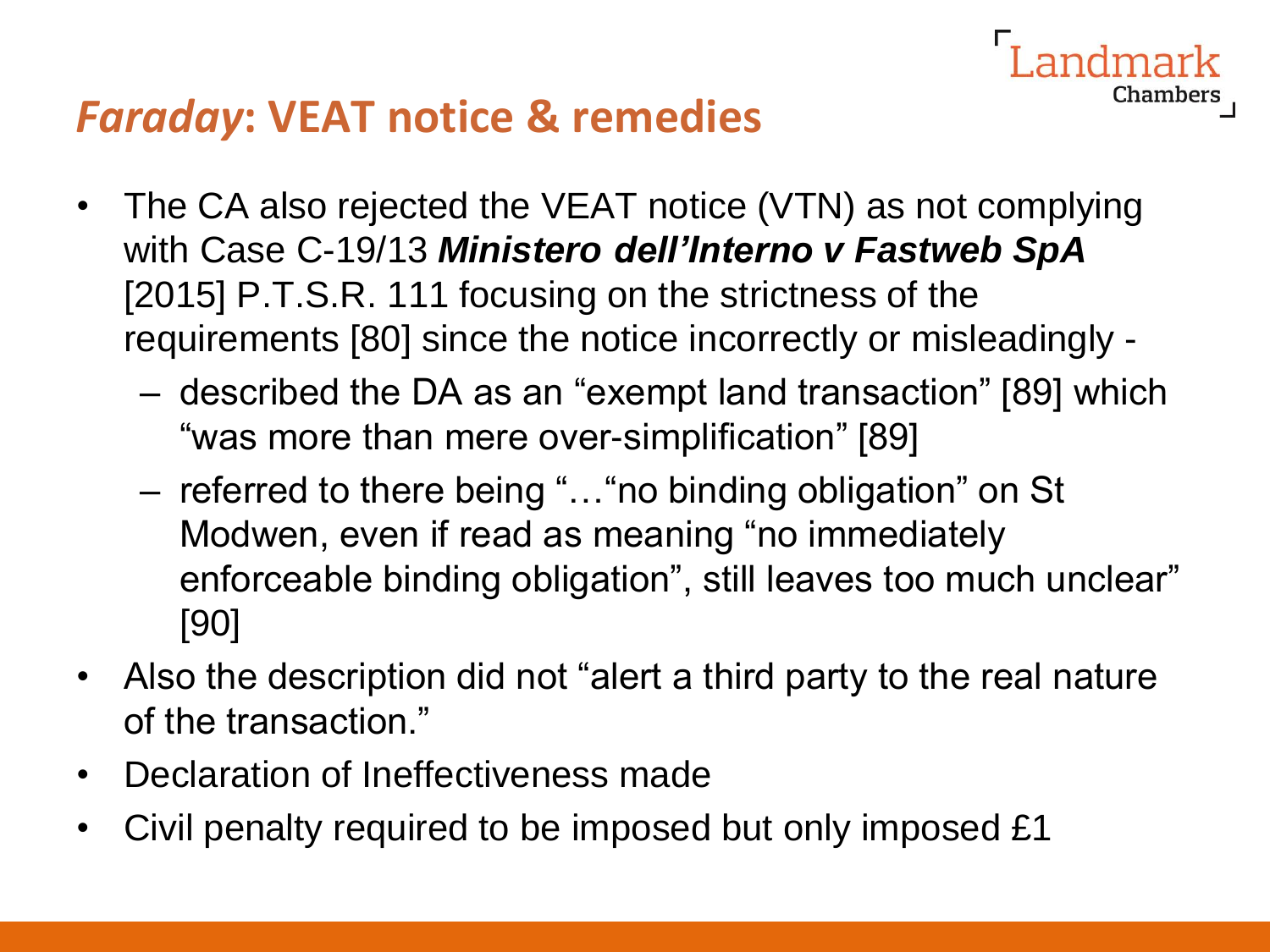## *Faraday*: VEAT notice & remedies

- The CA also rejected the VEAT notice (VTN) as not complying with Case C-19/13 ***Ministero dell'Interno v Fastweb SpA*** [2015] P.T.S.R. 111 focusing on the strictness of the requirements [80] since the notice incorrectly or misleadingly -
  - described the DA as an "exempt land transaction" [89] which "was more than mere over-simplification" [89]
  - referred to there being "…"no binding obligation" on St Modwen, even if read as meaning "no immediately enforceable binding obligation", still leaves too much unclear" [90]
- Also the description did not "alert a third party to the real nature of the transaction."
- Declaration of Ineffectiveness made
- Civil penalty required to be imposed but only imposed £1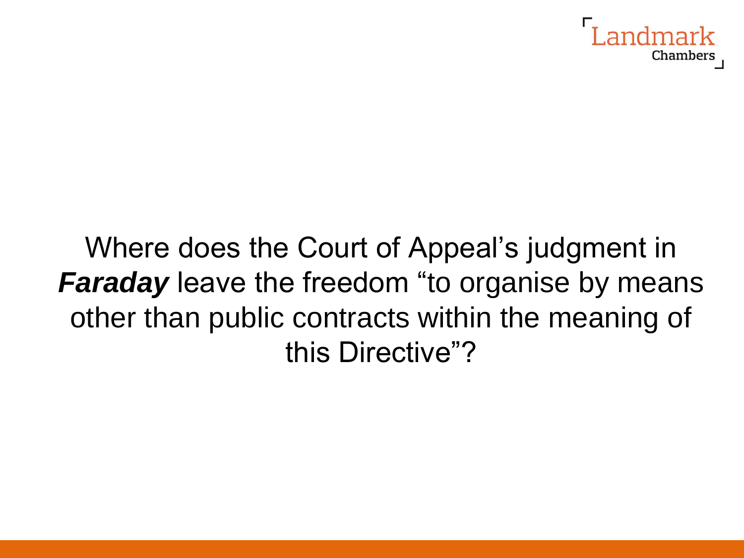Where does the Court of Appeal's judgment in ***Faraday*** leave the freedom "to organise by means other than public contracts within the meaning of this Directive"?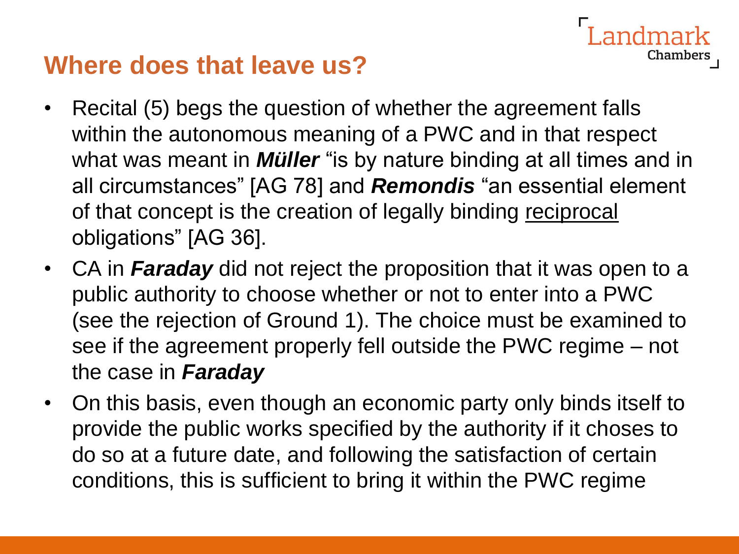## Where does that leave us?

- Recital (5) begs the question of whether the agreement falls within the autonomous meaning of a PWC and in that respect what was meant in ***Müller*** "is by nature binding at all times and in all circumstances" [AG 78] and ***Remondis*** "an essential element of that concept is the creation of legally binding <u>reciprocal</u> obligations" [AG 36].
- CA in ***Faraday*** did not reject the proposition that it was open to a public authority to choose whether or not to enter into a PWC (see the rejection of Ground 1). The choice must be examined to see if the agreement properly fell outside the PWC regime – not the case in ***Faraday***
- On this basis, even though an economic party only binds itself to provide the public works specified by the authority if it choses to do so at a future date, and following the satisfaction of certain conditions, this is sufficient to bring it within the PWC regime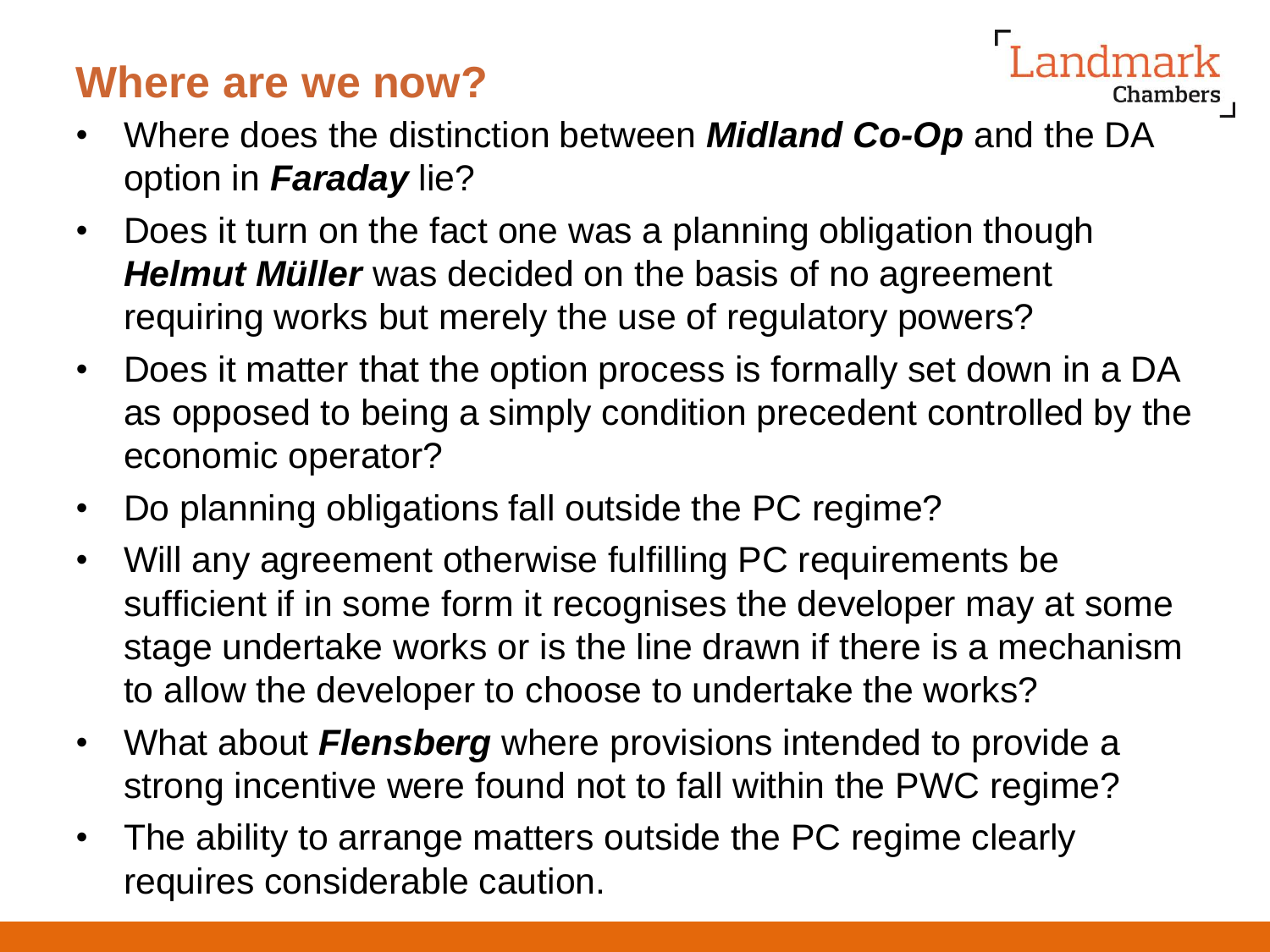## Where are we now?

- Where does the distinction between ***Midland Co-Op*** and the DA option in ***Faraday*** lie?
- Does it turn on the fact one was a planning obligation though ***Helmut Müller*** was decided on the basis of no agreement requiring works but merely the use of regulatory powers?
- Does it matter that the option process is formally set down in a DA as opposed to being a simply condition precedent controlled by the economic operator?
- Do planning obligations fall outside the PC regime?
- Will any agreement otherwise fulfilling PC requirements be sufficient if in some form it recognises the developer may at some stage undertake works or is the line drawn if there is a mechanism to allow the developer to choose to undertake the works?
- What about ***Flensberg*** where provisions intended to provide a strong incentive were found not to fall within the PWC regime?
- The ability to arrange matters outside the PC regime clearly requires considerable caution.